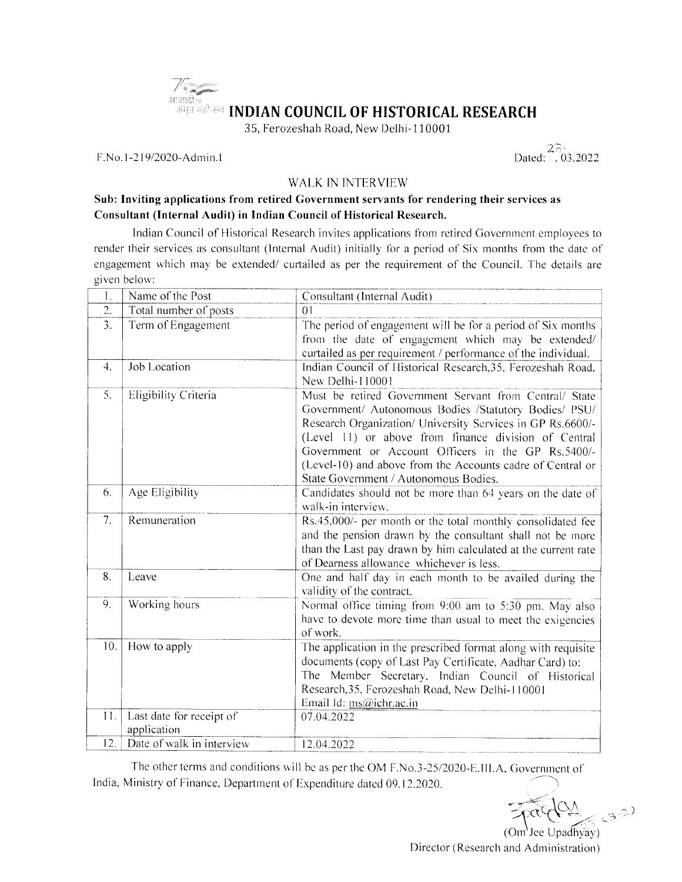आज़ादी का अमृत महोत्सव

# INDIAN COUNCIL OF HISTORICAL RESEARCH

35, Ferozeshah Road, New Delhi-110001

F.No.1-219/2020-Admin.I

Dated: 23.03.2022

## WALK IN INTERVIEW

**Sub: Inviting applications from retired Government servants for rendering their services as Consultant (Internal Audit) in Indian Council of Historical Research.**

Indian Council of Historical Research invites applications from retired Government employees to render their services as consultant (Internal Audit) initially for a period of Six months from the date of engagement which may be extended/ curtailed as per the requirement of the Council. The details are given below:

| 1. | Name of the Post | Consultant (Internal Audit) |
|---|---|---|
| 2. | Total number of posts | 01 |
| 3. | Term of Engagement | The period of engagement will be for a period of Six months from the date of engagement which may be extended/ curtailed as per requirement / performance of the individual. |
| 4. | Job Location | Indian Council of Historical Research,35, Ferozeshah Road, New Delhi-110001 |
| 5. | Eligibility Criteria | Must be retired Government Servant from Central/ State Government/ Autonomous Bodies /Statutory Bodies/ PSU/ Research Organization/ University Services in GP Rs.6600/- (Level 11) or above from finance division of Central Government or Account Officers in the GP Rs.5400/- (Level-10) and above from the Accounts cadre of Central or State Government / Autonomous Bodies. |
| 6. | Age Eligibility | Candidates should not be more than 64 years on the date of walk-in interview. |
| 7. | Remuneration | Rs.45,000/- per month or the total monthly consolidated fee and the pension drawn by the consultant shall not be more than the Last pay drawn by him calculated at the current rate of Dearness allowance whichever is less. |
| 8. | Leave | One and half day in each month to be availed during the validity of the contract. |
| 9. | Working hours | Normal office timing from 9:00 am to 5:30 pm. May also have to devote more time than usual to meet the exigencies of work. |
| 10. | How to apply | The application in the prescribed format along with requisite documents (copy of Last Pay Certificate, Aadhar Card) to: The Member Secretary, Indian Council of Historical Research,35, Ferozeshah Road, New Delhi-110001 Email Id: ms@ichr.ac.in |
| 11. | Last date for receipt of application | 07.04.2022 |
| 12. | Date of walk in interview | 12.04.2022 |

The other terms and conditions will be as per the OM F.No.3-25/2020-E.III.A, Government of India, Ministry of Finance, Department of Expenditure dated 09.12.2020.

(Om Jee Upadhyay)
Director (Research and Administration)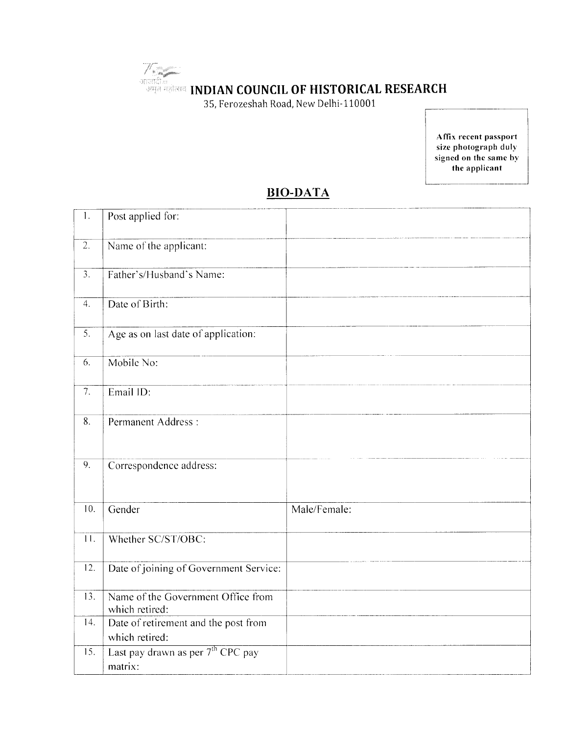आज़ादी का अमृत महोत्सव

# INDIAN COUNCIL OF HISTORICAL RESEARCH

35, Ferozeshah Road, New Delhi-110001

Affix recent passport size photograph duly signed on the same by the applicant

## BIO-DATA

| | | |
|---|---|---|
| 1. | Post applied for: | |
| 2. | Name of the applicant: | |
| 3. | Father's/Husband's Name: | |
| 4. | Date of Birth: | |
| 5. | Age as on last date of application: | |
| 6. | Mobile No: | |
| 7. | Email ID: | |
| 8. | Permanent Address : | |
| 9. | Correspondence address: | |
| 10. | Gender | Male/Female: |
| 11. | Whether SC/ST/OBC: | |
| 12. | Date of joining of Government Service: | |
| 13. | Name of the Government Office from which retired: | |
| 14. | Date of retirement and the post from which retired: | |
| 15. | Last pay drawn as per 7th CPC pay matrix: | |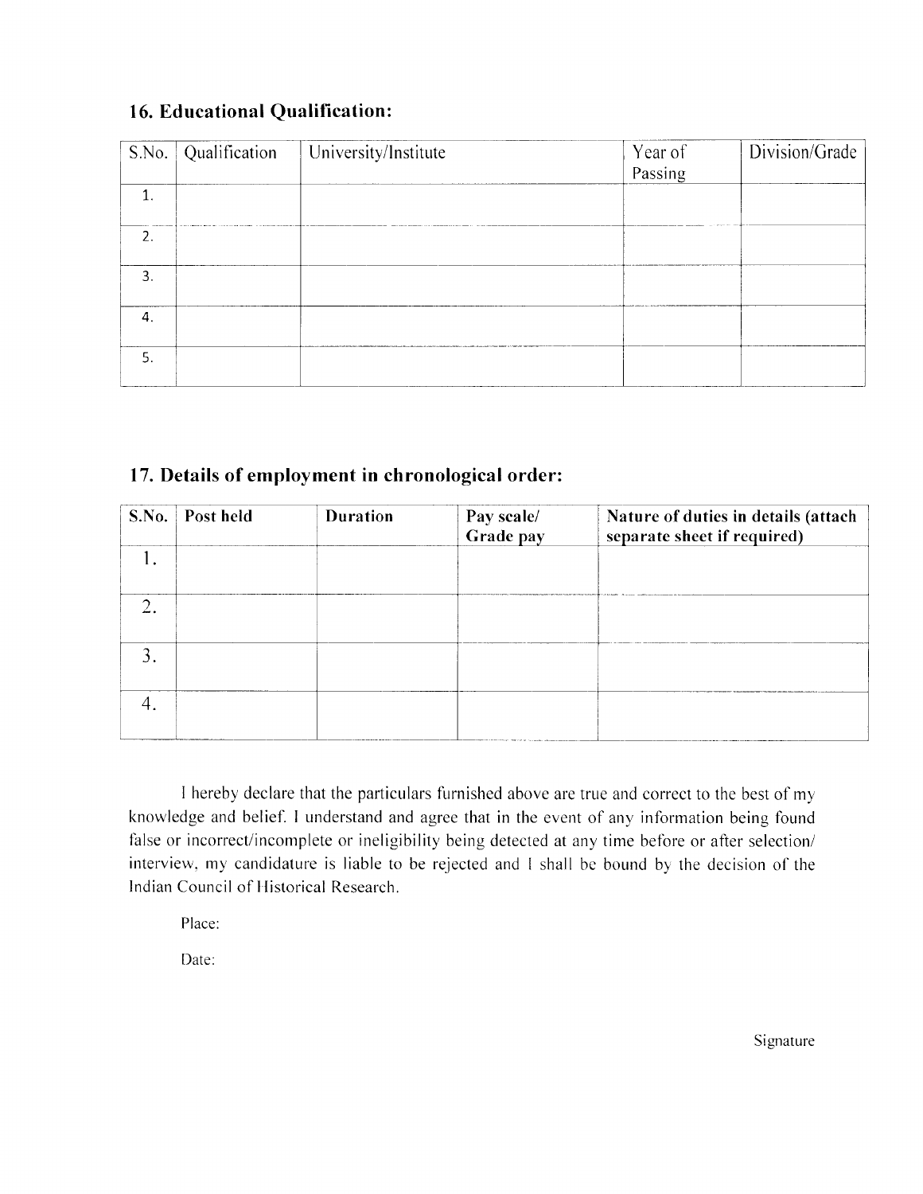## 16. Educational Qualification:

| S.No. | Qualification | University/Institute | Year of Passing | Division/Grade |
|---|---|---|---|---|
| 1. | | | | |
| 2. | | | | |
| 3. | | | | |
| 4. | | | | |
| 5. | | | | |

## 17. Details of employment in chronological order:

| S.No. | Post held | Duration | Pay scale/ Grade pay | Nature of duties in details (attach separate sheet if required) |
|---|---|---|---|---|
| 1. | | | | |
| 2. | | | | |
| 3. | | | | |
| 4. | | | | |

I hereby declare that the particulars furnished above are true and correct to the best of my knowledge and belief. I understand and agree that in the event of any information being found false or incorrect/incomplete or ineligibility being detected at any time before or after selection/ interview, my candidature is liable to be rejected and I shall be bound by the decision of the Indian Council of Historical Research.

Place:

Date:

Signature